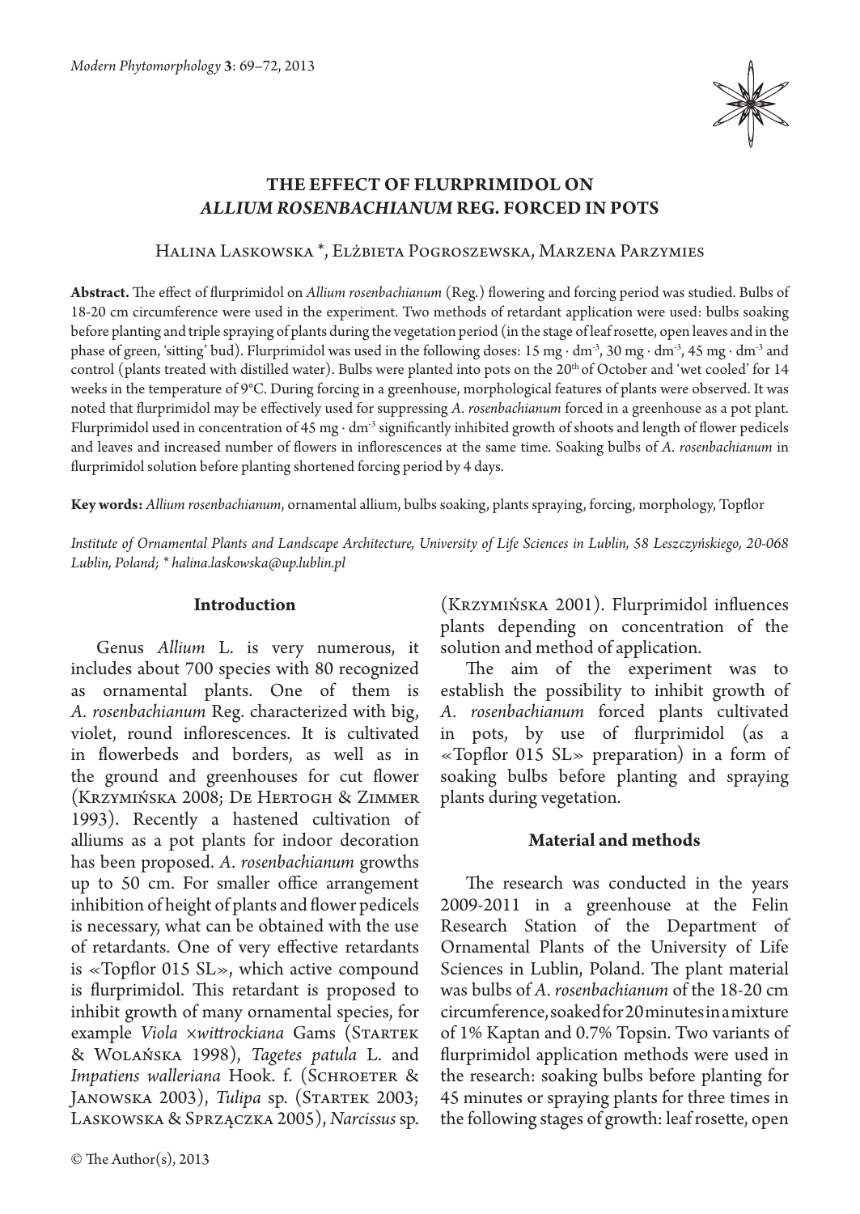# THE EFFECT OF FLURPRIMIDOL ON *ALLIUM ROSENBACHIANUM* REG. FORCED IN POTS

Halina Laskowska *, Elżbieta Pogroszewska, Marzena Parzymies

**Abstract.** The effect of flurprimidol on *Allium rosenbachianum* (Reg.) flowering and forcing period was studied. Bulbs of 18-20 cm circumference were used in the experiment. Two methods of retardant application were used: bulbs soaking before planting and triple spraying of plants during the vegetation period (in the stage of leaf rosette, open leaves and in the phase of green, 'sitting' bud). Flurprimidol was used in the following doses: 15 mg · dm$^{-3}$, 30 mg · dm$^{-3}$, 45 mg · dm$^{-3}$ and control (plants treated with distilled water). Bulbs were planted into pots on the 20$^{th}$ of October and 'wet cooled' for 14 weeks in the temperature of 9°C. During forcing in a greenhouse, morphological features of plants were observed. It was noted that flurprimidol may be effectively used for suppressing *A. rosenbachianum* forced in a greenhouse as a pot plant. Flurprimidol used in concentration of 45 mg · dm$^{-3}$ significantly inhibited growth of shoots and length of flower pedicels and leaves and increased number of flowers in inflorescences at the same time. Soaking bulbs of *A. rosenbachianum* in flurprimidol solution before planting shortened forcing period by 4 days.

**Key words:** *Allium rosenbachianum*, ornamental allium, bulbs soaking, plants spraying, forcing, morphology, Topflor

*Institute of Ornamental Plants and Landscape Architecture, University of Life Sciences in Lublin, 58 Leszczyńskiego, 20-068 Lublin, Poland; * halina.laskowska@up.lublin.pl*

## Introduction

Genus *Allium* L. is very numerous, it includes about 700 species with 80 recognized as ornamental plants. One of them is *A. rosenbachianum* Reg. characterized with big, violet, round inflorescences. It is cultivated in flowerbeds and borders, as well as in the ground and greenhouses for cut flower (Krzymińska 2008; De Hertogh & Zimmer 1993). Recently a hastened cultivation of alliums as a pot plants for indoor decoration has been proposed. *A. rosenbachianum* growths up to 50 cm. For smaller office arrangement inhibition of height of plants and flower pedicels is necessary, what can be obtained with the use of retardants. One of very effective retardants is «Topflor 015 SL», which active compound is flurprimidol. This retardant is proposed to inhibit growth of many ornamental species, for example *Viola ×wittrockiana* Gams (Startek & Wolańska 1998), *Tagetes patula* L. and *Impatiens walleriana* Hook. f. (Schroeter & Janowska 2003), *Tulipa* sp. (Startek 2003; Laskowska & Sprzączka 2005), *Narcissus* sp. (Krzymińska 2001). Flurprimidol influences plants depending on concentration of the solution and method of application.

The aim of the experiment was to establish the possibility to inhibit growth of *A. rosenbachianum* forced plants cultivated in pots, by use of flurprimidol (as a «Topflor 015 SL» preparation) in a form of soaking bulbs before planting and spraying plants during vegetation.

## Material and methods

The research was conducted in the years 2009-2011 in a greenhouse at the Felin Research Station of the Department of Ornamental Plants of the University of Life Sciences in Lublin, Poland. The plant material was bulbs of *A. rosenbachianum* of the 18-20 cm circumference, soaked for 20 minutes in a mixture of 1% Kaptan and 0.7% Topsin. Two variants of flurprimidol application methods were used in the research: soaking bulbs before planting for 45 minutes or spraying plants for three times in the following stages of growth: leaf rosette, open

© The Author(s), 2013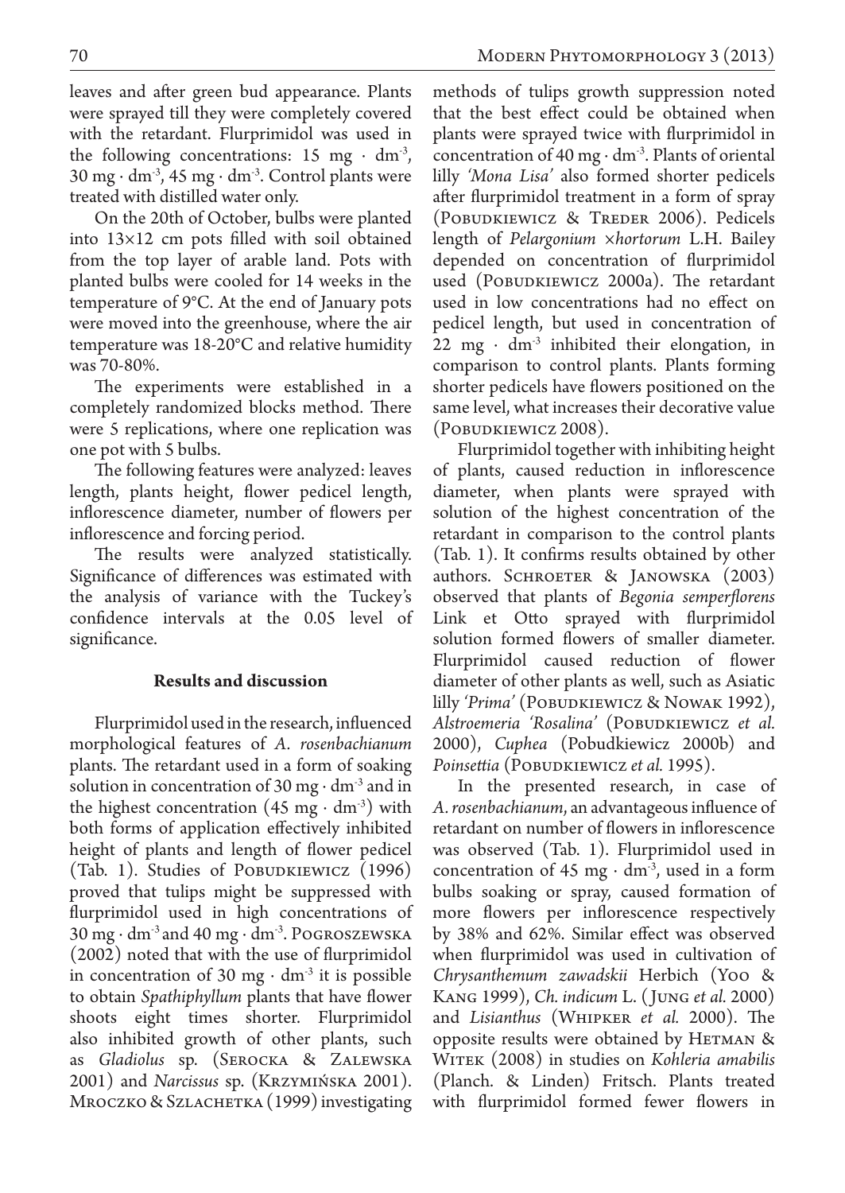leaves and after green bud appearance. Plants were sprayed till they were completely covered with the retardant. Flurprimidol was used in the following concentrations: 15 mg · dm$^{-3}$, 30 mg · dm$^{-3}$, 45 mg · dm$^{-3}$. Control plants were treated with distilled water only.

On the 20th of October, bulbs were planted into 13×12 cm pots filled with soil obtained from the top layer of arable land. Pots with planted bulbs were cooled for 14 weeks in the temperature of 9°C. At the end of January pots were moved into the greenhouse, where the air temperature was 18-20°C and relative humidity was 70-80%.

The experiments were established in a completely randomized blocks method. There were 5 replications, where one replication was one pot with 5 bulbs.

The following features were analyzed: leaves length, plants height, flower pedicel length, inflorescence diameter, number of flowers per inflorescence and forcing period.

The results were analyzed statistically. Significance of differences was estimated with the analysis of variance with the Tuckey's confidence intervals at the 0.05 level of significance.

## Results and discussion

Flurprimidol used in the research, influenced morphological features of *A. rosenbachianum* plants. The retardant used in a form of soaking solution in concentration of 30 mg · dm$^{-3}$ and in the highest concentration (45 mg · dm$^{-3}$) with both forms of application effectively inhibited height of plants and length of flower pedicel (Tab. 1). Studies of Pobudkiewicz (1996) proved that tulips might be suppressed with flurprimidol used in high concentrations of 30 mg · dm$^{-3}$ and 40 mg · dm$^{-3}$. Pogroszewska (2002) noted that with the use of flurprimidol in concentration of 30 mg · dm$^{-3}$ it is possible to obtain *Spathiphyllum* plants that have flower shoots eight times shorter. Flurprimidol also inhibited growth of other plants, such as *Gladiolus* sp. (Serocka & Zalewska 2001) and *Narcissus* sp. (Krzymińska 2001). Mroczko & Szlachetka (1999) investigating methods of tulips growth suppression noted that the best effect could be obtained when plants were sprayed twice with flurprimidol in concentration of 40 mg · dm$^{-3}$. Plants of oriental lilly *'Mona Lisa'* also formed shorter pedicels after flurprimidol treatment in a form of spray (Pobudkiewicz & Treder 2006). Pedicels length of *Pelargonium* ×*hortorum* L.H. Bailey depended on concentration of flurprimidol used (Pobudkiewicz 2000a). The retardant used in low concentrations had no effect on pedicel length, but used in concentration of 22 mg · dm$^{-3}$ inhibited their elongation, in comparison to control plants. Plants forming shorter pedicels have flowers positioned on the same level, what increases their decorative value (Pobudkiewicz 2008).

Flurprimidol together with inhibiting height of plants, caused reduction in inflorescence diameter, when plants were sprayed with solution of the highest concentration of the retardant in comparison to the control plants (Tab. 1). It confirms results obtained by other authors. Schroeter & Janowska (2003) observed that plants of *Begonia semperflorens* Link et Otto sprayed with flurprimidol solution formed flowers of smaller diameter. Flurprimidol caused reduction of flower diameter of other plants as well, such as Asiatic lilly *'Prima'* (Pobudkiewicz & Nowak 1992), *Alstroemeria 'Rosalina'* (Pobudkiewicz *et al.* 2000), *Cuphea* (Pobudkiewicz 2000b) and *Poinsettia* (Pobudkiewicz *et al.* 1995).

In the presented research, in case of *A. rosenbachianum*, an advantageous influence of retardant on number of flowers in inflorescence was observed (Tab. 1). Flurprimidol used in concentration of 45 mg · dm$^{-3}$, used in a form bulbs soaking or spray, caused formation of more flowers per inflorescence respectively by 38% and 62%. Similar effect was observed when flurprimidol was used in cultivation of *Chrysanthemum zawadskii* Herbich (Yoo & Kang 1999), *Ch. indicum* L. (Jung *et al.* 2000) and *Lisianthus* (Whipker *et al.* 2000). The opposite results were obtained by Hetman & Witek (2008) in studies on *Kohleria amabilis* (Planch. & Linden) Fritsch. Plants treated with flurprimidol formed fewer flowers in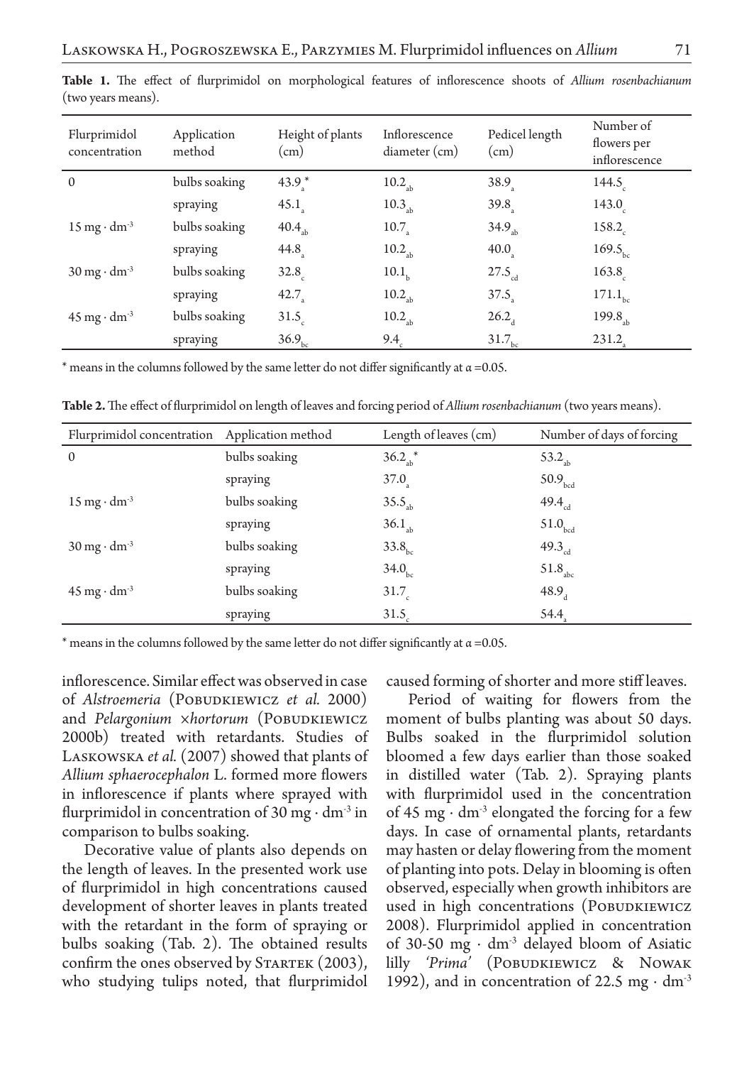**Table 1.** The effect of flurprimidol on morphological features of inflorescence shoots of *Allium rosenbachianum* (two years means).

| Flurprimidol concentration | Application method | Height of plants (cm) | Inflorescence diameter (cm) | Pedicel length (cm) | Number of flowers per inflorescence |
|---|---|---|---|---|---|
| 0 | bulbs soaking | $43.9_{a}$* | $10.2_{ab}$ | $38.9_{a}$ | $144.5_{c}$ |
| | spraying | $45.1_{a}$ | $10.3_{ab}$ | $39.8_{a}$ | $143.0_{c}$ |
| $15\ mg \cdot dm^{-3}$ | bulbs soaking | $40.4_{ab}$ | $10.7_{a}$ | $34.9_{ab}$ | $158.2_{c}$ |
| | spraying | $44.8_{a}$ | $10.2_{ab}$ | $40.0_{a}$ | $169.5_{bc}$ |
| $30\ mg \cdot dm^{-3}$ | bulbs soaking | $32.8_{c}$ | $10.1_{b}$ | $27.5_{cd}$ | $163.8_{c}$ |
| | spraying | $42.7_{a}$ | $10.2_{ab}$ | $37.5_{a}$ | $171.1_{bc}$ |
| $45\ mg \cdot dm^{-3}$ | bulbs soaking | $31.5_{c}$ | $10.2_{ab}$ | $26.2_{d}$ | $199.8_{ab}$ |
| | spraying | $36.9_{bc}$ | $9.4_{c}$ | $31.7_{bc}$ | $231.2_{a}$ |

\* means in the columns followed by the same letter do not differ significantly at α =0.05.

**Table 2.** The effect of flurprimidol on length of leaves and forcing period of *Allium rosenbachianum* (two years means).

| Flurprimidol concentration | Application method | Length of leaves (cm) | Number of days of forcing |
|---|---|---|---|
| 0 | bulbs soaking | $36.2_{ab}$* | $53.2_{ab}$ |
| | spraying | $37.0_{a}$ | $50.9_{bcd}$ |
| $15\ mg \cdot dm^{-3}$ | bulbs soaking | $35.5_{ab}$ | $49.4_{cd}$ |
| | spraying | $36.1_{ab}$ | $51.0_{bcd}$ |
| $30\ mg \cdot dm^{-3}$ | bulbs soaking | $33.8_{bc}$ | $49.3_{cd}$ |
| | spraying | $34.0_{bc}$ | $51.8_{abc}$ |
| $45\ mg \cdot dm^{-3}$ | bulbs soaking | $31.7_{c}$ | $48.9_{d}$ |
| | spraying | $31.5_{c}$ | $54.4_{a}$ |

\* means in the columns followed by the same letter do not differ significantly at α =0.05.

inflorescence. Similar effect was observed in case of *Alstroemeria* (Pobudkiewicz *et al.* 2000) and *Pelargonium ×hortorum* (Pobudkiewicz 2000b) treated with retardants. Studies of Laskowska *et al.* (2007) showed that plants of *Allium sphaerocephalon* L. formed more flowers in inflorescence if plants where sprayed with flurprimidol in concentration of $30\ mg \cdot dm^{-3}$ in comparison to bulbs soaking.

Decorative value of plants also depends on the length of leaves. In the presented work use of flurprimidol in high concentrations caused development of shorter leaves in plants treated with the retardant in the form of spraying or bulbs soaking (Tab. 2). The obtained results confirm the ones observed by Startek (2003), who studying tulips noted, that flurprimidol caused forming of shorter and more stiff leaves.

Period of waiting for flowers from the moment of bulbs planting was about 50 days. Bulbs soaked in the flurprimidol solution bloomed a few days earlier than those soaked in distilled water (Tab. 2). Spraying plants with flurprimidol used in the concentration of $45\ mg \cdot dm^{-3}$ elongated the forcing for a few days. In case of ornamental plants, retardants may hasten or delay flowering from the moment of planting into pots. Delay in blooming is often observed, especially when growth inhibitors are used in high concentrations (Pobudkiewicz 2008). Flurprimidol applied in concentration of $30\text{-}50\ mg \cdot dm^{-3}$ delayed bloom of Asiatic lilly *'Prima'* (Pobudkiewicz & Nowak 1992), and in concentration of $22.5\ mg \cdot dm^{-3}$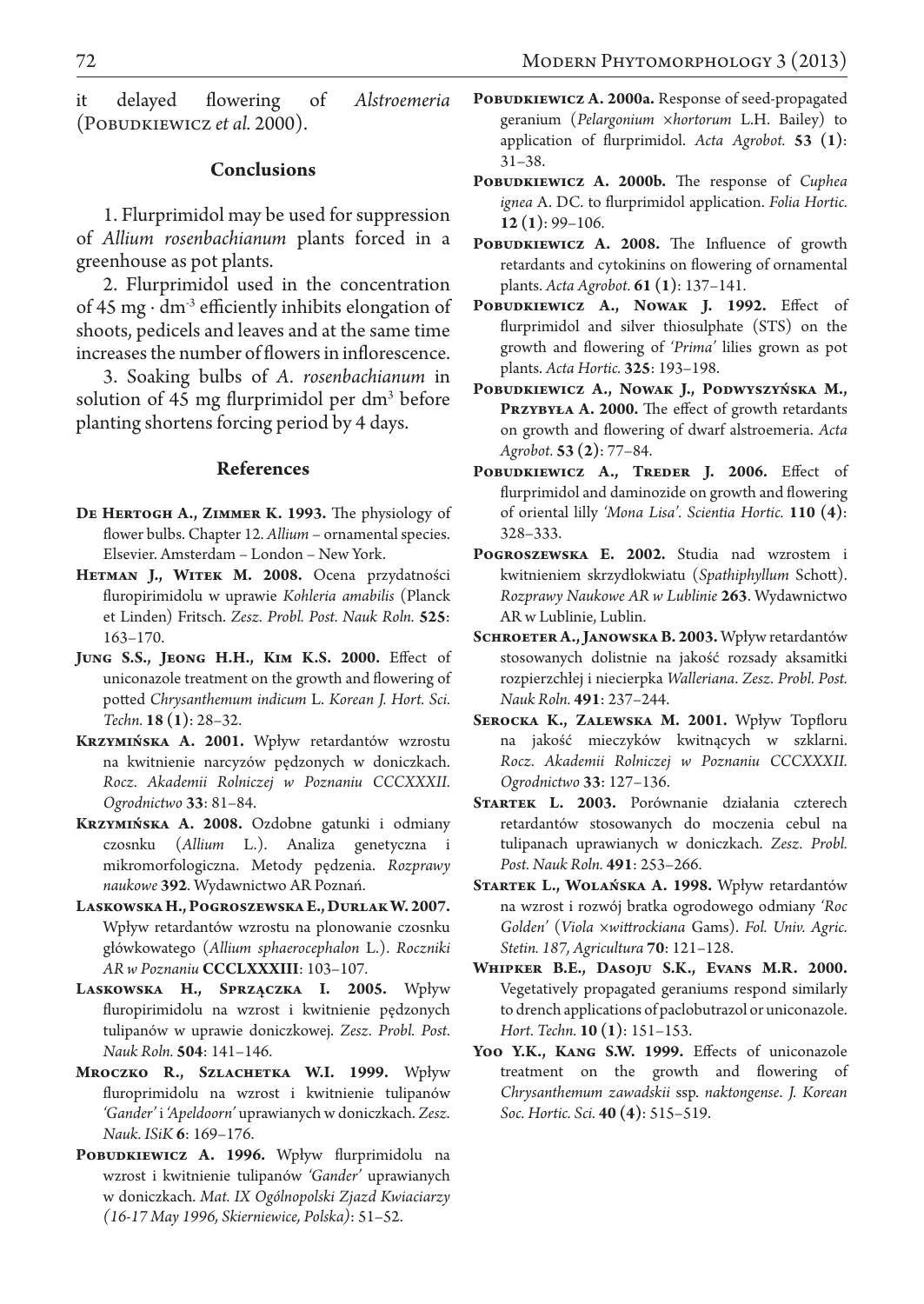it delayed flowering of *Alstroemeria* (Pobudkiewicz *et al.* 2000).

## Conclusions

1. Flurprimidol may be used for suppression of *Allium rosenbachianum* plants forced in a greenhouse as pot plants.

2. Flurprimidol used in the concentration of 45 mg · dm$^{-3}$ efficiently inhibits elongation of shoots, pedicels and leaves and at the same time increases the number of flowers in inflorescence.

3. Soaking bulbs of *A. rosenbachianum* in solution of 45 mg flurprimidol per dm$^3$ before planting shortens forcing period by 4 days.

## References

**De Hertogh A., Zimmer K. 1993.** The physiology of flower bulbs. Chapter 12. *Allium* – ornamental species. Elsevier. Amsterdam – London – New York.

**Hetman J., Witek M. 2008.** Ocena przydatności flur­opirimidolu w uprawie *Kohleria amabilis* (Planck et Linden) Fritsch. *Zesz. Probl. Post. Nauk Roln.* **525**: 163–170.

**Jung S.S., Jeong H.H., Kim K.S. 2000.** Effect of uniconazole treatment on the growth and flowering of potted *Chrysanthemum indicum* L. *Korean J. Hort. Sci. Techn.* **18 (1)**: 28–32.

**Krzymińska A. 2001.** Wpływ retardantów wzrostu na kwitnienie narcyzów pędzonych w doniczkach. *Rocz. Akademii Rolniczej w Poznaniu CCCXXXII. Ogrodnictwo* **33**: 81–84.

**Krzymińska A. 2008.** Ozdobne gatunki i odmiany czosnku (*Allium* L.). Analiza genetyczna i mikromorfologiczna. Metody pędzenia. *Rozprawy naukowe* **392**. Wydawnictwo AR Poznań.

**Laskowska H., Pogroszewska E., Durlak W. 2007.** Wpływ retardantów wzrostu na plonowanie czosnku główkowatego (*Allium sphaerocephalon* L.). *Roczniki AR w Poznaniu* **CCCLXXXIII**: 103–107.

**Laskowska H., Sprzączka I. 2005.** Wpływ fluropirimidolu na wzrost i kwitnienie pędzonych tulipanów w uprawie doniczkowej. *Zesz. Probl. Post. Nauk Roln.* **504**: 141–146.

**Mroczko R., Szlachetka W.I. 1999.** Wpływ fluroprimidolu na wzrost i kwitnienie tulipanów *'Gander'* i *'Apeldoorn'* uprawianych w doniczkach. *Zesz. Nauk. ISiK* **6**: 169–176.

**Pobudkiewicz A. 1996.** Wpływ flurprimidolu na wzrost i kwitnienie tulipanów *'Gander'* uprawianych w doniczkach. *Mat. IX Ogólnopolski Zjazd Kwiaciarzy (16-17 May 1996, Skierniewice, Polska)*: 51–52.

**Pobudkiewicz A. 2000a.** Response of seed-propagated geranium (*Pelargonium* ×*hortorum* L.H. Bailey) to application of flurprimidol. *Acta Agrobot.* **53 (1)**: 31–38.

**Pobudkiewicz A. 2000b.** The response of *Cuphea ignea* A. DC. to flurprimidol application. *Folia Hortic.* **12 (1)**: 99–106.

**Pobudkiewicz A. 2008.** The Influence of growth retardants and cytokinins on flowering of ornamental plants. *Acta Agrobot.* **61 (1)**: 137–141.

**Pobudkiewicz A., Nowak J. 1992.** Effect of flurprimidol and silver thiosulphate (STS) on the growth and flowering of *'Prima'* lilies grown as pot plants. *Acta Hortic.* **325**: 193–198.

**Pobudkiewicz A., Nowak J., Podwyszyńska M., Przybyła A. 2000.** The effect of growth retardants on growth and flowering of dwarf alstroemeria. *Acta Agrobot.* **53 (2)**: 77–84.

**Pobudkiewicz A., Treder J. 2006.** Effect of flurprimidol and daminozide on growth and flowering of oriental lilly *'Mona Lisa'*. *Scientia Hortic.* **110 (4)**: 328–333.

**Pogroszewska E. 2002.** Studia nad wzrostem i kwitnieniem skrzydłokwiatu (*Spathiphyllum* Schott). *Rozprawy Naukowe AR w Lublinie* **263**. Wydawnictwo AR w Lublinie, Lublin.

**Schroeter A., Janowska B. 2003.** Wpływ retardantów stosowanych dolistnie na jakość rozsady aksamitki rozpierzchłej i niecierpka *Walleriana*. *Zesz. Probl. Post. Nauk Roln.* **491**: 237–244.

**Serocka K., Zalewska M. 2001.** Wpływ Topfloru na jakość mieczyków kwitnących w szklarni. *Rocz. Akademii Rolniczej w Poznaniu CCCXXXII. Ogrodnictwo* **33**: 127–136.

**Startek L. 2003.** Porównanie działania czterech retardantów stosowanych do moczenia cebul na tulipanach uprawianych w doniczkach. *Zesz. Probl. Post. Nauk Roln.* **491**: 253–266.

**Startek L., Wolańska A. 1998.** Wpływ retardantów na wzrost i rozwój bratka ogrodowego odmiany *'Roc Golden'* (*Viola* ×*wittrockiana* Gams). *Fol. Univ. Agric. Stetin. 187, Agricultura* **70**: 121–128.

**Whipker B.E., Dasoju S.K., Evans M.R. 2000.** Vegetatively propagated geraniums respond similarly to drench applications of paclobutrazol or uniconazole. *Hort. Techn.* **10 (1)**: 151–153.

**Yoo Y.K., Kang S.W. 1999.** Effects of uniconazole treatment on the growth and flowering of *Chrysanthemum zawadskii* ssp. *naktongense*. *J. Korean Soc. Hortic. Sci.* **40 (4)**: 515–519.